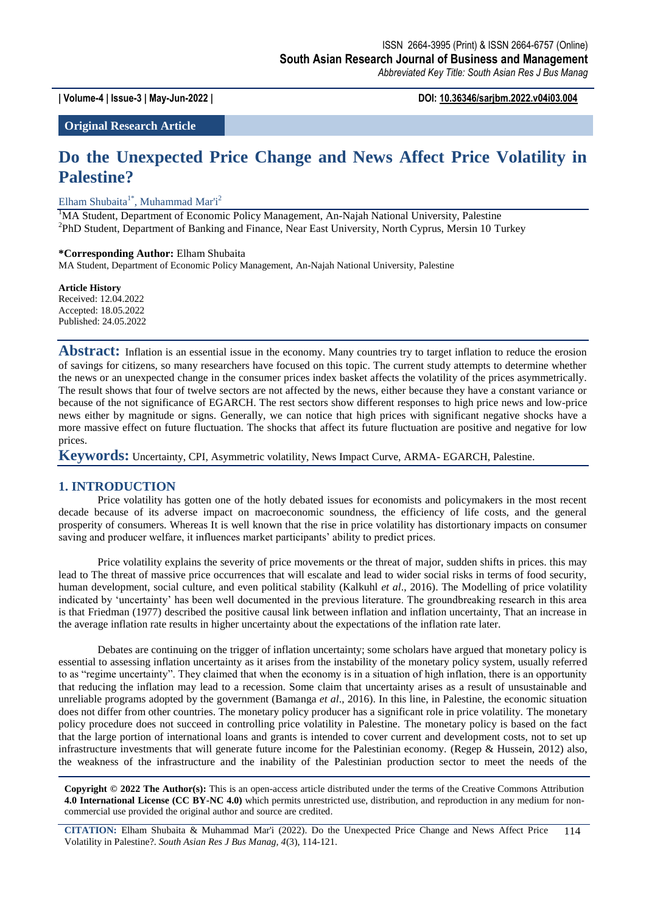ISSN 2664-3995 (Print) & ISSN 2664-6757 (Online)
**South Asian Research Journal of Business and Management**
*Abbreviated Key Title: South Asian Res J Bus Manag*

**| Volume-4 | Issue-3 | May-Jun-2022 |** **DOI: 10.36346/sarjbm.2022.v04i03.004**

**Original Research Article**

# Do the Unexpected Price Change and News Affect Price Volatility in Palestine?

Elham Shubaita[1*], Muhammad Mar'i[2]

[1]MA Student, Department of Economic Policy Management, An-Najah National University, Palestine
[2]PhD Student, Department of Banking and Finance, Near East University, North Cyprus, Mersin 10 Turkey

**\*Corresponding Author:** Elham Shubaita
MA Student, Department of Economic Policy Management, An-Najah National University, Palestine

**Article History**
Received: 12.04.2022
Accepted: 18.05.2022
Published: 24.05.2022

**Abstract:** Inflation is an essential issue in the economy. Many countries try to target inflation to reduce the erosion of savings for citizens, so many researchers have focused on this topic. The current study attempts to determine whether the news or an unexpected change in the consumer prices index basket affects the volatility of the prices asymmetrically. The result shows that four of twelve sectors are not affected by the news, either because they have a constant variance or because of the not significance of EGARCH. The rest sectors show different responses to high price news and low-price news either by magnitude or signs. Generally, we can notice that high prices with significant negative shocks have a more massive effect on future fluctuation. The shocks that affect its future fluctuation are positive and negative for low prices.

**Keywords:** Uncertainty, CPI, Asymmetric volatility, News Impact Curve, ARMA- EGARCH, Palestine.

## 1. INTRODUCTION

Price volatility has gotten one of the hotly debated issues for economists and policymakers in the most recent decade because of its adverse impact on macroeconomic soundness, the efficiency of life costs, and the general prosperity of consumers. Whereas It is well known that the rise in price volatility has distortionary impacts on consumer saving and producer welfare, it influences market participants' ability to predict prices.

Price volatility explains the severity of price movements or the threat of major, sudden shifts in prices. this may lead to The threat of massive price occurrences that will escalate and lead to wider social risks in terms of food security, human development, social culture, and even political stability (Kalkuhl *et al*., 2016). The Modelling of price volatility indicated by 'uncertainty' has been well documented in the previous literature. The groundbreaking research in this area is that Friedman (1977) described the positive causal link between inflation and inflation uncertainty, That an increase in the average inflation rate results in higher uncertainty about the expectations of the inflation rate later.

Debates are continuing on the trigger of inflation uncertainty; some scholars have argued that monetary policy is essential to assessing inflation uncertainty as it arises from the instability of the monetary policy system, usually referred to as "regime uncertainty". They claimed that when the economy is in a situation of high inflation, there is an opportunity that reducing the inflation may lead to a recession. Some claim that uncertainty arises as a result of unsustainable and unreliable programs adopted by the government (Bamanga *et al*., 2016). In this line, in Palestine, the economic situation does not differ from other countries. The monetary policy producer has a significant role in price volatility. The monetary policy procedure does not succeed in controlling price volatility in Palestine. The monetary policy is based on the fact that the large portion of international loans and grants is intended to cover current and development costs, not to set up infrastructure investments that will generate future income for the Palestinian economy. (Regep & Hussein, 2012) also, the weakness of the infrastructure and the inability of the Palestinian production sector to meet the needs of the

**Copyright © 2022 The Author(s):** This is an open-access article distributed under the terms of the Creative Commons Attribution **4.0 International License (CC BY-NC 4.0)** which permits unrestricted use, distribution, and reproduction in any medium for non-commercial use provided the original author and source are credited.

**CITATION:** Elham Shubaita & Muhammad Mar'i (2022). Do the Unexpected Price Change and News Affect Price Volatility in Palestine?. *South Asian Res J Bus Manag, 4*(3), 114-121.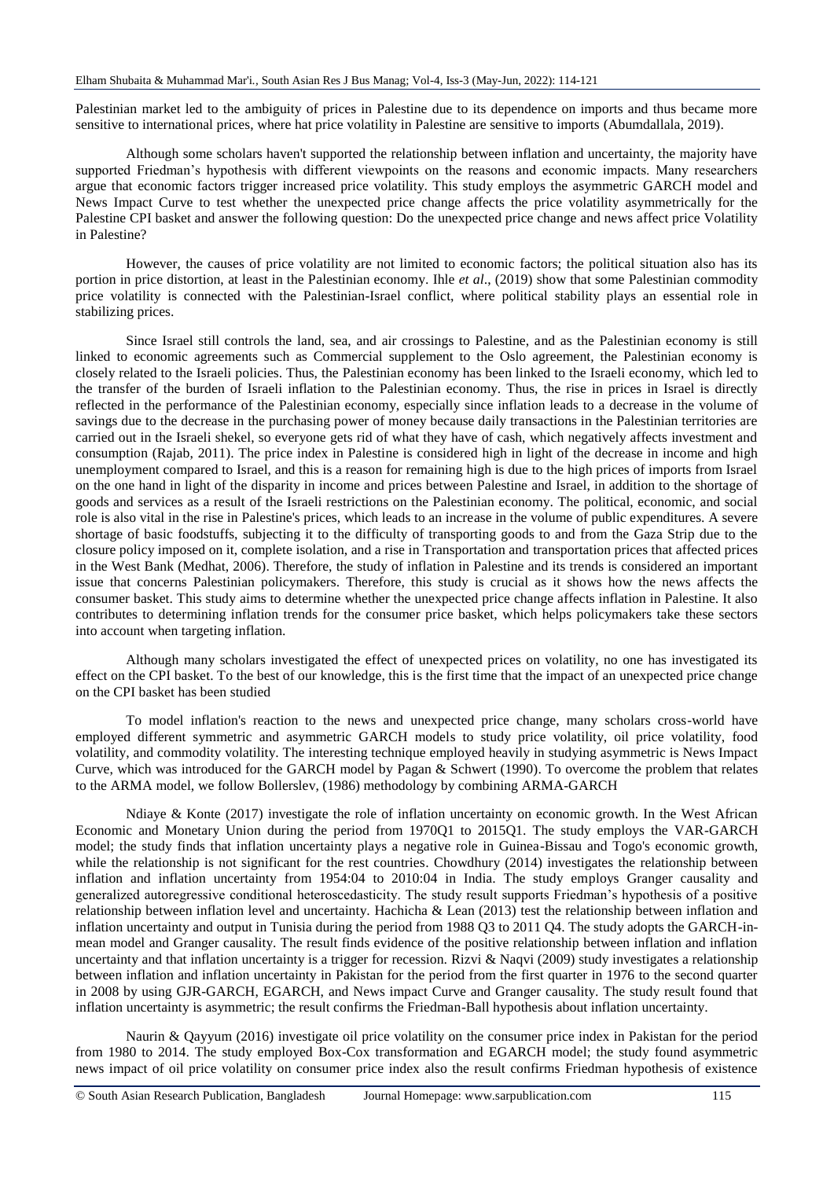Palestinian market led to the ambiguity of prices in Palestine due to its dependence on imports and thus became more sensitive to international prices, where hat price volatility in Palestine are sensitive to imports (Abumdallala, 2019).

Although some scholars haven't supported the relationship between inflation and uncertainty, the majority have supported Friedman's hypothesis with different viewpoints on the reasons and economic impacts. Many researchers argue that economic factors trigger increased price volatility. This study employs the asymmetric GARCH model and News Impact Curve to test whether the unexpected price change affects the price volatility asymmetrically for the Palestine CPI basket and answer the following question: Do the unexpected price change and news affect price Volatility in Palestine?

However, the causes of price volatility are not limited to economic factors; the political situation also has its portion in price distortion, at least in the Palestinian economy. Ihle *et al*., (2019) show that some Palestinian commodity price volatility is connected with the Palestinian-Israel conflict, where political stability plays an essential role in stabilizing prices.

Since Israel still controls the land, sea, and air crossings to Palestine, and as the Palestinian economy is still linked to economic agreements such as Commercial supplement to the Oslo agreement, the Palestinian economy is closely related to the Israeli policies. Thus, the Palestinian economy has been linked to the Israeli economy, which led to the transfer of the burden of Israeli inflation to the Palestinian economy. Thus, the rise in prices in Israel is directly reflected in the performance of the Palestinian economy, especially since inflation leads to a decrease in the volume of savings due to the decrease in the purchasing power of money because daily transactions in the Palestinian territories are carried out in the Israeli shekel, so everyone gets rid of what they have of cash, which negatively affects investment and consumption (Rajab, 2011). The price index in Palestine is considered high in light of the decrease in income and high unemployment compared to Israel, and this is a reason for remaining high is due to the high prices of imports from Israel on the one hand in light of the disparity in income and prices between Palestine and Israel, in addition to the shortage of goods and services as a result of the Israeli restrictions on the Palestinian economy. The political, economic, and social role is also vital in the rise in Palestine's prices, which leads to an increase in the volume of public expenditures. A severe shortage of basic foodstuffs, subjecting it to the difficulty of transporting goods to and from the Gaza Strip due to the closure policy imposed on it, complete isolation, and a rise in Transportation and transportation prices that affected prices in the West Bank (Medhat, 2006). Therefore, the study of inflation in Palestine and its trends is considered an important issue that concerns Palestinian policymakers. Therefore, this study is crucial as it shows how the news affects the consumer basket. This study aims to determine whether the unexpected price change affects inflation in Palestine. It also contributes to determining inflation trends for the consumer price basket, which helps policymakers take these sectors into account when targeting inflation.

Although many scholars investigated the effect of unexpected prices on volatility, no one has investigated its effect on the CPI basket. To the best of our knowledge, this is the first time that the impact of an unexpected price change on the CPI basket has been studied

To model inflation's reaction to the news and unexpected price change, many scholars cross-world have employed different symmetric and asymmetric GARCH models to study price volatility, oil price volatility, food volatility, and commodity volatility. The interesting technique employed heavily in studying asymmetric is News Impact Curve, which was introduced for the GARCH model by Pagan & Schwert (1990). To overcome the problem that relates to the ARMA model, we follow Bollerslev, (1986) methodology by combining ARMA-GARCH

Ndiaye & Konte (2017) investigate the role of inflation uncertainty on economic growth. In the West African Economic and Monetary Union during the period from 1970Q1 to 2015Q1. The study employs the VAR-GARCH model; the study finds that inflation uncertainty plays a negative role in Guinea-Bissau and Togo's economic growth, while the relationship is not significant for the rest countries. Chowdhury (2014) investigates the relationship between inflation and inflation uncertainty from 1954:04 to 2010:04 in India. The study employs Granger causality and generalized autoregressive conditional heteroscedasticity. The study result supports Friedman's hypothesis of a positive relationship between inflation level and uncertainty. Hachicha & Lean (2013) test the relationship between inflation and inflation uncertainty and output in Tunisia during the period from 1988 Q3 to 2011 Q4. The study adopts the GARCH-in-mean model and Granger causality. The result finds evidence of the positive relationship between inflation and inflation uncertainty and that inflation uncertainty is a trigger for recession. Rizvi & Naqvi (2009) study investigates a relationship between inflation and inflation uncertainty in Pakistan for the period from the first quarter in 1976 to the second quarter in 2008 by using GJR-GARCH, EGARCH, and News impact Curve and Granger causality. The study result found that inflation uncertainty is asymmetric; the result confirms the Friedman-Ball hypothesis about inflation uncertainty.

Naurin & Qayyum (2016) investigate oil price volatility on the consumer price index in Pakistan for the period from 1980 to 2014. The study employed Box-Cox transformation and EGARCH model; the study found asymmetric news impact of oil price volatility on consumer price index also the result confirms Friedman hypothesis of existence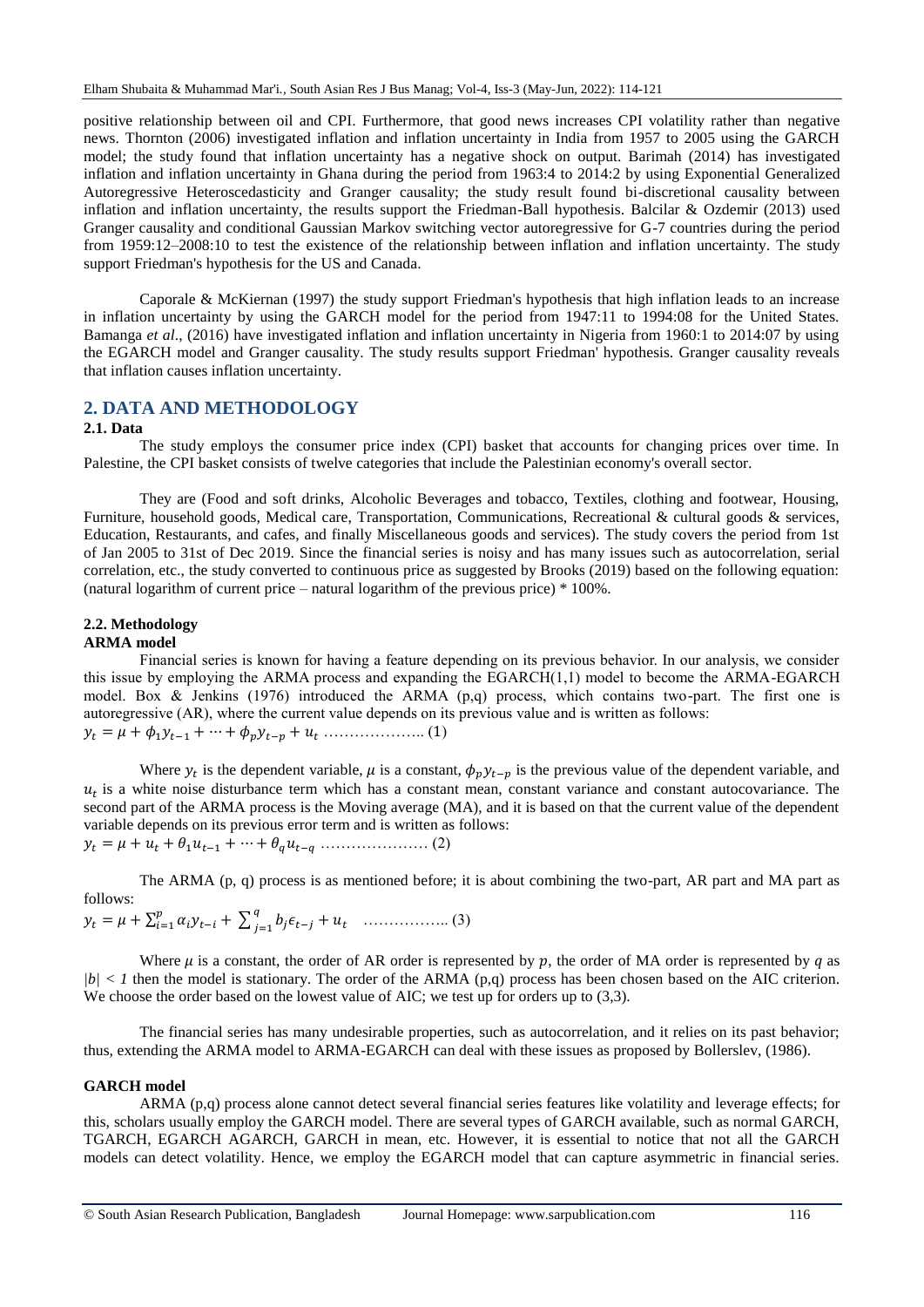positive relationship between oil and CPI. Furthermore, that good news increases CPI volatility rather than negative news. Thornton (2006) investigated inflation and inflation uncertainty in India from 1957 to 2005 using the GARCH model; the study found that inflation uncertainty has a negative shock on output. Barimah (2014) has investigated inflation and inflation uncertainty in Ghana during the period from 1963:4 to 2014:2 by using Exponential Generalized Autoregressive Heteroscedasticity and Granger causality; the study result found bi-discretional causality between inflation and inflation uncertainty, the results support the Friedman-Ball hypothesis. Balcilar & Ozdemir (2013) used Granger causality and conditional Gaussian Markov switching vector autoregressive for G-7 countries during the period from 1959:12–2008:10 to test the existence of the relationship between inflation and inflation uncertainty. The study support Friedman's hypothesis for the US and Canada.

Caporale & McKiernan (1997) the study support Friedman's hypothesis that high inflation leads to an increase in inflation uncertainty by using the GARCH model for the period from 1947:11 to 1994:08 for the United States. Bamanga *et al*., (2016) have investigated inflation and inflation uncertainty in Nigeria from 1960:1 to 2014:07 by using the EGARCH model and Granger causality. The study results support Friedman' hypothesis. Granger causality reveals that inflation causes inflation uncertainty.

## 2. DATA AND METHODOLOGY

### 2.1. Data

The study employs the consumer price index (CPI) basket that accounts for changing prices over time. In Palestine, the CPI basket consists of twelve categories that include the Palestinian economy's overall sector.

They are (Food and soft drinks, Alcoholic Beverages and tobacco, Textiles, clothing and footwear, Housing, Furniture, household goods, Medical care, Transportation, Communications, Recreational & cultural goods & services, Education, Restaurants, and cafes, and finally Miscellaneous goods and services). The study covers the period from 1st of Jan 2005 to 31st of Dec 2019. Since the financial series is noisy and has many issues such as autocorrelation, serial correlation, etc., the study converted to continuous price as suggested by Brooks (2019) based on the following equation: (natural logarithm of current price – natural logarithm of the previous price) * 100%.

### 2.2. Methodology

**ARMA model**

Financial series is known for having a feature depending on its previous behavior. In our analysis, we consider this issue by employing the ARMA process and expanding the EGARCH(1,1) model to become the ARMA-EGARCH model. Box & Jenkins (1976) introduced the ARMA (p,q) process, which contains two-part. The first one is autoregressive (AR), where the current value depends on its previous value and is written as follows:

$$y_t = \mu + \phi_1 y_{t-1} + \cdots + \phi_p y_{t-p} + u_t \text{ ……………….. (1)}$$

Where $y_t$ is the dependent variable, $\mu$ is a constant, $\phi_p y_{t-p}$ is the previous value of the dependent variable, and $u_t$ is a white noise disturbance term which has a constant mean, constant variance and constant autocovariance. The second part of the ARMA process is the Moving average (MA), and it is based on that the current value of the dependent variable depends on its previous error term and is written as follows:

$$y_t = \mu + u_t + \theta_1 u_{t-1} + \cdots + \theta_q u_{t-q} \text{ ………………… (2)}$$

The ARMA (p, q) process is as mentioned before; it is about combining the two-part, AR part and MA part as follows:

$$y_t = \mu + \sum_{i=1}^{p} \alpha_i y_{t-i} + \sum_{j=1}^{q} b_j \epsilon_{t-j} + u_t \text{ …………….. (3)}$$

Where $\mu$ is a constant, the order of AR order is represented by $p$, the order of MA order is represented by $q$ as $|b| < 1$ then the model is stationary. The order of the ARMA (p,q) process has been chosen based on the AIC criterion. We choose the order based on the lowest value of AIC; we test up for orders up to (3,3).

The financial series has many undesirable properties, such as autocorrelation, and it relies on its past behavior; thus, extending the ARMA model to ARMA-EGARCH can deal with these issues as proposed by Bollerslev, (1986).

**GARCH model**

ARMA (p,q) process alone cannot detect several financial series features like volatility and leverage effects; for this, scholars usually employ the GARCH model. There are several types of GARCH available, such as normal GARCH, TGARCH, EGARCH AGARCH, GARCH in mean, etc. However, it is essential to notice that not all the GARCH models can detect volatility. Hence, we employ the EGARCH model that can capture asymmetric in financial series.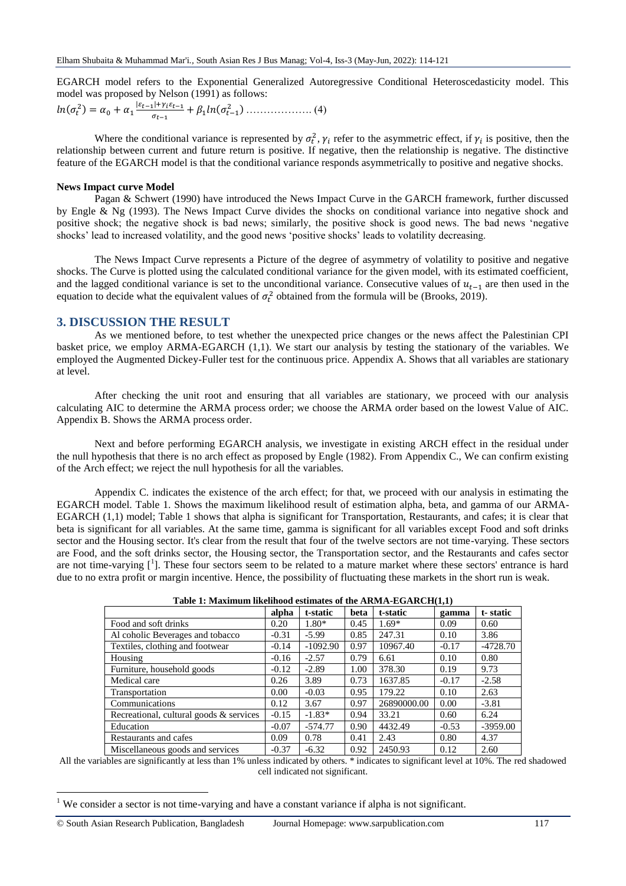EGARCH model refers to the Exponential Generalized Autoregressive Conditional Heteroscedasticity model. This model was proposed by Nelson (1991) as follows:

$$ln(\sigma_t^2) = \alpha_0 + \alpha_1 \frac{|\varepsilon_{t-1}| + \gamma_i \varepsilon_{t-1}}{\sigma_{t-1}} + \beta_1 ln(\sigma_{t-1}^2) \quad \ldots\ldots\ldots\ldots\ldots\ldots (4)$$

Where the conditional variance is represented by $\sigma_t^2$, $\gamma_i$ refer to the asymmetric effect, if $\gamma_i$ is positive, then the relationship between current and future return is positive. If negative, then the relationship is negative. The distinctive feature of the EGARCH model is that the conditional variance responds asymmetrically to positive and negative shocks.

**News Impact curve Model**

Pagan & Schwert (1990) have introduced the News Impact Curve in the GARCH framework, further discussed by Engle & Ng (1993). The News Impact Curve divides the shocks on conditional variance into negative shock and positive shock; the negative shock is bad news; similarly, the positive shock is good news. The bad news 'negative shocks' lead to increased volatility, and the good news 'positive shocks' leads to volatility decreasing.

The News Impact Curve represents a Picture of the degree of asymmetry of volatility to positive and negative shocks. The Curve is plotted using the calculated conditional variance for the given model, with its estimated coefficient, and the lagged conditional variance is set to the unconditional variance. Consecutive values of $u_{t-1}$ are then used in the equation to decide what the equivalent values of $\sigma_t^2$ obtained from the formula will be (Brooks, 2019).

## 3. DISCUSSION THE RESULT

As we mentioned before, to test whether the unexpected price changes or the news affect the Palestinian CPI basket price, we employ ARMA-EGARCH (1,1). We start our analysis by testing the stationary of the variables. We employed the Augmented Dickey-Fuller test for the continuous price. Appendix A. Shows that all variables are stationary at level.

After checking the unit root and ensuring that all variables are stationary, we proceed with our analysis calculating AIC to determine the ARMA process order; we choose the ARMA order based on the lowest Value of AIC. Appendix B. Shows the ARMA process order.

Next and before performing EGARCH analysis, we investigate in existing ARCH effect in the residual under the null hypothesis that there is no arch effect as proposed by Engle (1982). From Appendix C., We can confirm existing of the Arch effect; we reject the null hypothesis for all the variables.

Appendix C. indicates the existence of the arch effect; for that, we proceed with our analysis in estimating the EGARCH model. Table 1. Shows the maximum likelihood result of estimation alpha, beta, and gamma of our ARMA-EGARCH (1,1) model; Table 1 shows that alpha is significant for Transportation, Restaurants, and cafes; it is clear that beta is significant for all variables. At the same time, gamma is significant for all variables except Food and soft drinks sector and the Housing sector. It's clear from the result that four of the twelve sectors are not time-varying. These sectors are Food, and the soft drinks sector, the Housing sector, the Transportation sector, and the Restaurants and cafes sector are not time-varying [1]. These four sectors seem to be related to a mature market where these sectors' entrance is hard due to no extra profit or margin incentive. Hence, the possibility of fluctuating these markets in the short run is weak.

**Table 1: Maximum likelihood estimates of the ARMA-EGARCH(1,1)**

| | alpha | t-static | beta | t-static | gamma | t- static |
|---|---|---|---|---|---|---|
| Food and soft drinks | 0.20 | 1.80* | 0.45 | 1.69* | 0.09 | 0.60 |
| Al coholic Beverages and tobacco | -0.31 | -5.99 | 0.85 | 247.31 | 0.10 | 3.86 |
| Textiles, clothing and footwear | -0.14 | -1092.90 | 0.97 | 10967.40 | -0.17 | -4728.70 |
| Housing | -0.16 | -2.57 | 0.79 | 6.61 | 0.10 | 0.80 |
| Furniture, household goods | -0.12 | -2.89 | 1.00 | 378.30 | 0.19 | 9.73 |
| Medical care | 0.26 | 3.89 | 0.73 | 1637.85 | -0.17 | -2.58 |
| Transportation | 0.00 | -0.03 | 0.95 | 179.22 | 0.10 | 2.63 |
| Communications | 0.12 | 3.67 | 0.97 | 26890000.00 | 0.00 | -3.81 |
| Recreational, cultural goods & services | -0.15 | -1.83* | 0.94 | 33.21 | 0.60 | 6.24 |
| Education | -0.07 | -574.77 | 0.90 | 4432.49 | -0.53 | -3959.00 |
| Restaurants and cafes | 0.09 | 0.78 | 0.41 | 2.43 | 0.80 | 4.37 |
| Miscellaneous goods and services | -0.37 | -6.32 | 0.92 | 2450.93 | 0.12 | 2.60 |

All the variables are significantly at less than 1% unless indicated by others. * indicates to significant level at 10%. The red shadowed cell indicated not significant.

[1] We consider a sector is not time-varying and have a constant variance if alpha is not significant.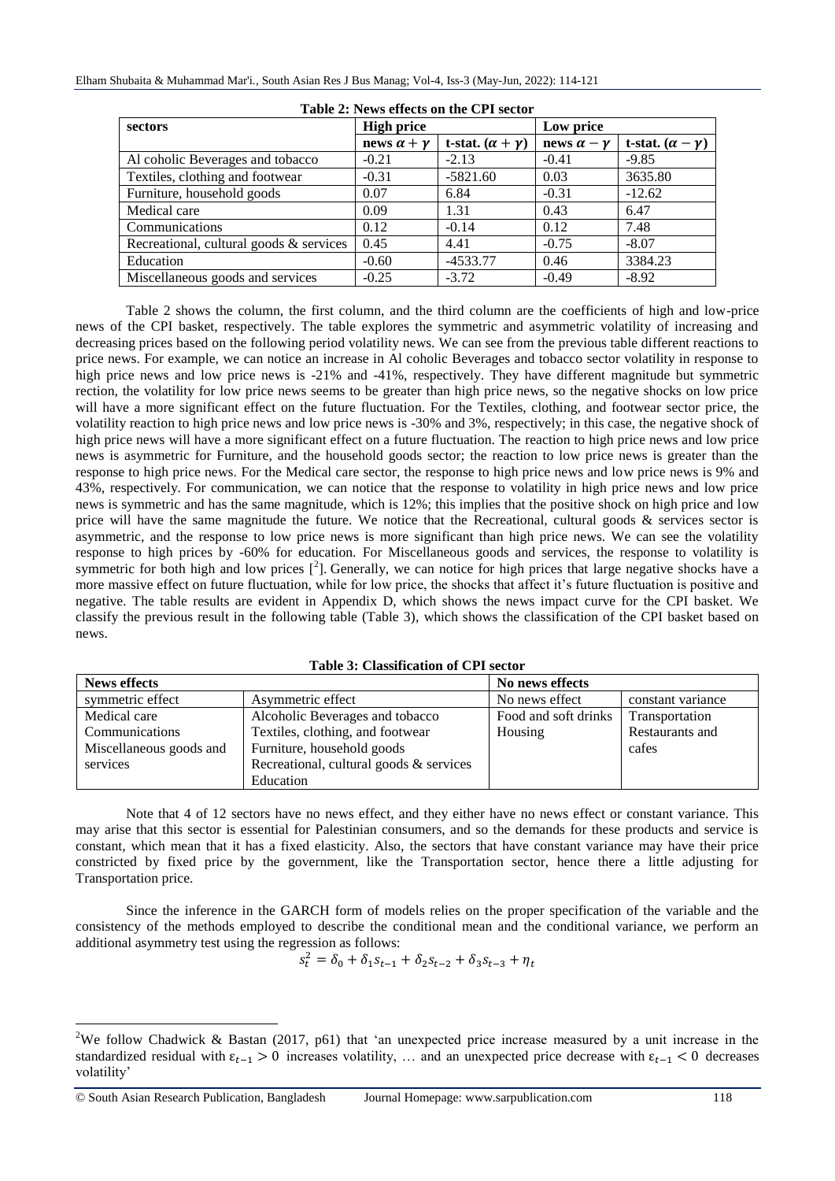**Table 2: News effects on the CPI sector**

| sectors | High price | | Low price | |
|---|---|---|---|---|
| | news $\alpha + \gamma$ | t-stat. $(\alpha + \gamma)$ | news $\alpha - \gamma$ | t-stat. $(\alpha - \gamma)$ |
| Al coholic Beverages and tobacco | -0.21 | -2.13 | -0.41 | -9.85 |
| Textiles, clothing and footwear | -0.31 | -5821.60 | 0.03 | 3635.80 |
| Furniture, household goods | 0.07 | 6.84 | -0.31 | -12.62 |
| Medical care | 0.09 | 1.31 | 0.43 | 6.47 |
| Communications | 0.12 | -0.14 | 0.12 | 7.48 |
| Recreational, cultural goods & services | 0.45 | 4.41 | -0.75 | -8.07 |
| Education | -0.60 | -4533.77 | 0.46 | 3384.23 |
| Miscellaneous goods and services | -0.25 | -3.72 | -0.49 | -8.92 |

Table 2 shows the column, the first column, and the third column are the coefficients of high and low-price news of the CPI basket, respectively. The table explores the symmetric and asymmetric volatility of increasing and decreasing prices based on the following period volatility news. We can see from the previous table different reactions to price news. For example, we can notice an increase in Al coholic Beverages and tobacco sector volatility in response to high price news and low price news is -21% and -41%, respectively. They have different magnitude but symmetric rection, the volatility for low price news seems to be greater than high price news, so the negative shocks on low price will have a more significant effect on the future fluctuation. For the Textiles, clothing, and footwear sector price, the volatility reaction to high price news and low price news is -30% and 3%, respectively; in this case, the negative shock of high price news will have a more significant effect on a future fluctuation. The reaction to high price news and low price news is asymmetric for Furniture, and the household goods sector; the reaction to low price news is greater than the response to high price news. For the Medical care sector, the response to high price news and low price news is 9% and 43%, respectively. For communication, we can notice that the response to volatility in high price news and low price news is symmetric and has the same magnitude, which is 12%; this implies that the positive shock on high price and low price will have the same magnitude the future. We notice that the Recreational, cultural goods & services sector is asymmetric, and the response to low price news is more significant than high price news. We can see the volatility response to high prices by -60% for education. For Miscellaneous goods and services, the response to volatility is symmetric for both high and low prices [2]. Generally, we can notice for high prices that large negative shocks have a more massive effect on future fluctuation, while for low price, the shocks that affect it's future fluctuation is positive and negative. The table results are evident in Appendix D, which shows the news impact curve for the CPI basket. We classify the previous result in the following table (Table 3), which shows the classification of the CPI basket based on news.

**Table 3: Classification of CPI sector**

| News effects | | No news effects | |
|---|---|---|---|
| symmetric effect | Asymmetric effect | No news effect | constant variance |
| Medical care<br>Communications<br>Miscellaneous goods and services | Alcoholic Beverages and tobacco<br>Textiles, clothing, and footwear<br>Furniture, household goods<br>Recreational, cultural goods & services<br>Education | Food and soft drinks<br>Housing | Transportation<br>Restaurants and cafes |

Note that 4 of 12 sectors have no news effect, and they either have no news effect or constant variance. This may arise that this sector is essential for Palestinian consumers, and so the demands for these products and service is constant, which mean that it has a fixed elasticity. Also, the sectors that have constant variance may have their price constricted by fixed price by the government, like the Transportation sector, hence there a little adjusting for Transportation price.

Since the inference in the GARCH form of models relies on the proper specification of the variable and the consistency of the methods employed to describe the conditional mean and the conditional variance, we perform an additional asymmetry test using the regression as follows:

$$s_t^2 = \delta_0 + \delta_1 s_{t-1} + \delta_2 s_{t-2} + \delta_3 s_{t-3} + \eta_t$$

---

[2] We follow Chadwick & Bastan (2017, p61) that 'an unexpected price increase measured by a unit increase in the standardized residual with $\varepsilon_{t-1} > 0$ increases volatility, … and an unexpected price decrease with $\varepsilon_{t-1} < 0$ decreases volatility'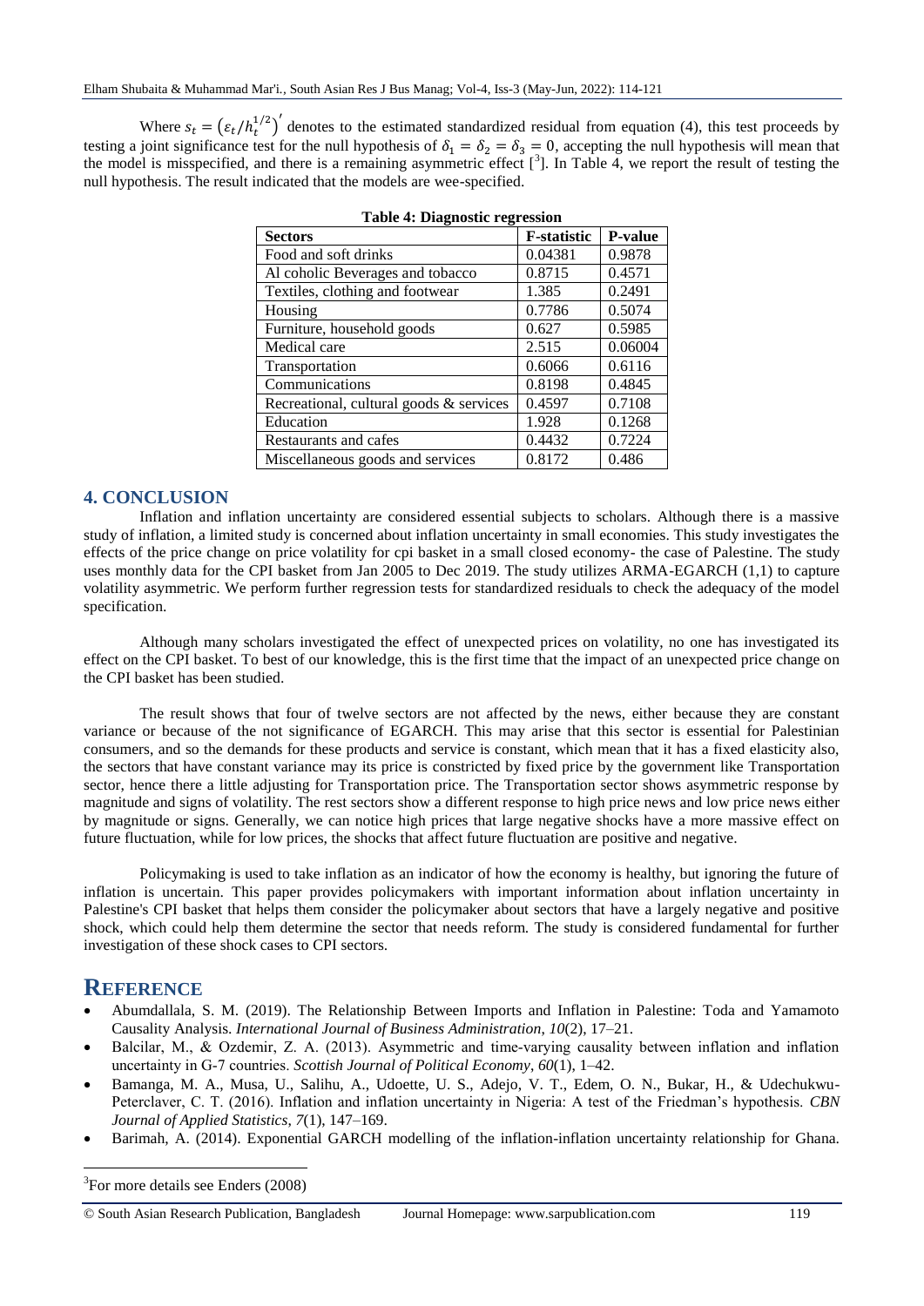Where $s_t = \left(\varepsilon_t / h_t^{1/2}\right)'$ denotes to the estimated standardized residual from equation (4), this test proceeds by testing a joint significance test for the null hypothesis of $\delta_1 = \delta_2 = \delta_3 = 0$, accepting the null hypothesis will mean that the model is misspecified, and there is a remaining asymmetric effect [3]. In Table 4, we report the result of testing the null hypothesis. The result indicated that the models are wee-specified.

**Table 4: Diagnostic regression**

| Sectors | F-statistic | P-value |
|---|---|---|
| Food and soft drinks | 0.04381 | 0.9878 |
| Al coholic Beverages and tobacco | 0.8715 | 0.4571 |
| Textiles, clothing and footwear | 1.385 | 0.2491 |
| Housing | 0.7786 | 0.5074 |
| Furniture, household goods | 0.627 | 0.5985 |
| Medical care | 2.515 | 0.06004 |
| Transportation | 0.6066 | 0.6116 |
| Communications | 0.8198 | 0.4845 |
| Recreational, cultural goods & services | 0.4597 | 0.7108 |
| Education | 1.928 | 0.1268 |
| Restaurants and cafes | 0.4432 | 0.7224 |
| Miscellaneous goods and services | 0.8172 | 0.486 |

## 4. CONCLUSION

Inflation and inflation uncertainty are considered essential subjects to scholars. Although there is a massive study of inflation, a limited study is concerned about inflation uncertainty in small economies. This study investigates the effects of the price change on price volatility for cpi basket in a small closed economy- the case of Palestine. The study uses monthly data for the CPI basket from Jan 2005 to Dec 2019. The study utilizes ARMA-EGARCH (1,1) to capture volatility asymmetric. We perform further regression tests for standardized residuals to check the adequacy of the model specification.

Although many scholars investigated the effect of unexpected prices on volatility, no one has investigated its effect on the CPI basket. To best of our knowledge, this is the first time that the impact of an unexpected price change on the CPI basket has been studied.

The result shows that four of twelve sectors are not affected by the news, either because they are constant variance or because of the not significance of EGARCH. This may arise that this sector is essential for Palestinian consumers, and so the demands for these products and service is constant, which mean that it has a fixed elasticity also, the sectors that have constant variance may its price is constricted by fixed price by the government like Transportation sector, hence there a little adjusting for Transportation price. The Transportation sector shows asymmetric response by magnitude and signs of volatility. The rest sectors show a different response to high price news and low price news either by magnitude or signs. Generally, we can notice high prices that large negative shocks have a more massive effect on future fluctuation, while for low prices, the shocks that affect future fluctuation are positive and negative.

Policymaking is used to take inflation as an indicator of how the economy is healthy, but ignoring the future of inflation is uncertain. This paper provides policymakers with important information about inflation uncertainty in Palestine's CPI basket that helps them consider the policymaker about sectors that have a largely negative and positive shock, which could help them determine the sector that needs reform. The study is considered fundamental for further investigation of these shock cases to CPI sectors.

## REFERENCE

- Abumdallala, S. M. (2019). The Relationship Between Imports and Inflation in Palestine: Toda and Yamamoto Causality Analysis. *International Journal of Business Administration*, *10*(2), 17–21.
- Balcilar, M., & Ozdemir, Z. A. (2013). Asymmetric and time-varying causality between inflation and inflation uncertainty in G-7 countries. *Scottish Journal of Political Economy*, *60*(1), 1–42.
- Bamanga, M. A., Musa, U., Salihu, A., Udoette, U. S., Adejo, V. T., Edem, O. N., Bukar, H., & Udechukwu-Peterclaver, C. T. (2016). Inflation and inflation uncertainty in Nigeria: A test of the Friedman's hypothesis. *CBN Journal of Applied Statistics*, *7*(1), 147–169.
- Barimah, A. (2014). Exponential GARCH modelling of the inflation-inflation uncertainty relationship for Ghana.

[3] For more details see Enders (2008)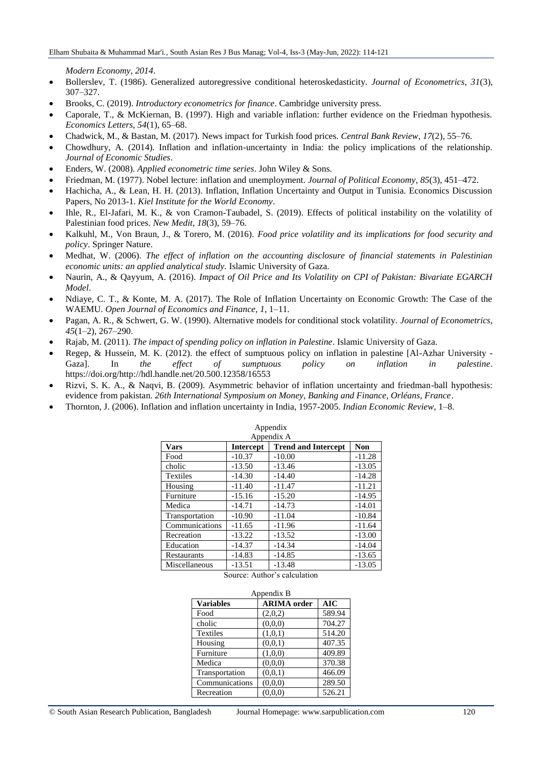*Modern Economy, 2014*.

- Bollerslev, T. (1986). Generalized autoregressive conditional heteroskedasticity. *Journal of Econometrics*, *31*(3), 307–327.
- Brooks, C. (2019). *Introductory econometrics for finance*. Cambridge university press.
- Caporale, T., & McKiernan, B. (1997). High and variable inflation: further evidence on the Friedman hypothesis. *Economics Letters*, *54*(1), 65–68.
- Chadwick, M., & Bastan, M. (2017). News impact for Turkish food prices. *Central Bank Review*, *17*(2), 55–76.
- Chowdhury, A. (2014). Inflation and inflation-uncertainty in India: the policy implications of the relationship. *Journal of Economic Studies*.
- Enders, W. (2008). *Applied econometric time series*. John Wiley & Sons.
- Friedman, M. (1977). Nobel lecture: inflation and unemployment. *Journal of Political Economy*, *85*(3), 451–472.
- Hachicha, A., & Lean, H. H. (2013). Inflation, Inflation Uncertainty and Output in Tunisia. Economics Discussion Papers, No 2013-1. *Kiel Institute for the World Economy*.
- Ihle, R., El-Jafari, M. K., & von Cramon-Taubadel, S. (2019). Effects of political instability on the volatility of Palestinian food prices. *New Medit*, *18*(3), 59–76.
- Kalkuhl, M., Von Braun, J., & Torero, M. (2016). *Food price volatility and its implications for food security and policy*. Springer Nature.
- Medhat, W. (2006). *The effect of inflation on the accounting disclosure of financial statements in Palestinian economic units: an applied analytical study.* Islamic University of Gaza.
- Naurin, A., & Qayyum, A. (2016). *Impact of Oil Price and Its Volatility on CPI of Pakistan: Bivariate EGARCH Model*.
- Ndiaye, C. T., & Konte, M. A. (2017). The Role of Inflation Uncertainty on Economic Growth: The Case of the WAEMU. *Open Journal of Economics and Finance*, *1*, 1–11.
- Pagan, A. R., & Schwert, G. W. (1990). Alternative models for conditional stock volatility. *Journal of Econometrics*, *45*(1–2), 267–290.
- Rajab, M. (2011). *The impact of spending policy on inflation in Palestine*. Islamic University of Gaza.
- Regep, & Hussein, M. K. (2012). the effect of sumptuous policy on inflation in palestine [Al-Azhar University - Gaza]. In *the effect of sumptuous policy on inflation in palestine*. https://doi.org/http://hdl.handle.net/20.500.12358/16553
- Rizvi, S. K. A., & Naqvi, B. (2009). Asymmetric behavior of inflation uncertainty and friedman-ball hypothesis: evidence from pakistan. *26th International Symposium on Money, Banking and Finance, Orléans, France*.
- Thornton, J. (2006). Inflation and inflation uncertainty in India, 1957-2005. *Indian Economic Review*, 1–8.

## Appendix

Appendix A

| Vars | Intercept | Trend and Intercept | Non |
|---|---|---|---|
| Food | -10.37 | -10.00 | -11.28 |
| cholic | -13.50 | -13.46 | -13.05 |
| Textiles | -14.30 | -14.40 | -14.28 |
| Housing | -11.40 | -11.47 | -11.21 |
| Furniture | -15.16 | -15.20 | -14.95 |
| Medica | -14.71 | -14.73 | -14.01 |
| Transportation | -10.90 | -11.04 | -10.84 |
| Communications | -11.65 | -11.96 | -11.64 |
| Recreation | -13.22 | -13.52 | -13.00 |
| Education | -14.37 | -14.34 | -14.04 |
| Restaurants | -14.83 | -14.85 | -13.65 |
| Miscellaneous | -13.51 | -13.48 | -13.05 |

Source: Author's calculation

Appendix B

| Variables | ARIMA order | AIC |
|---|---|---|
| Food | (2,0,2) | 589.94 |
| cholic | (0,0,0) | 704.27 |
| Textiles | (1,0,1) | 514.20 |
| Housing | (0,0,1) | 407.35 |
| Furniture | (1,0,0) | 409.89 |
| Medica | (0,0,0) | 370.38 |
| Transportation | (0,0,1) | 466.09 |
| Communications | (0,0,0) | 289.50 |
| Recreation | (0,0,0) | 526.21 |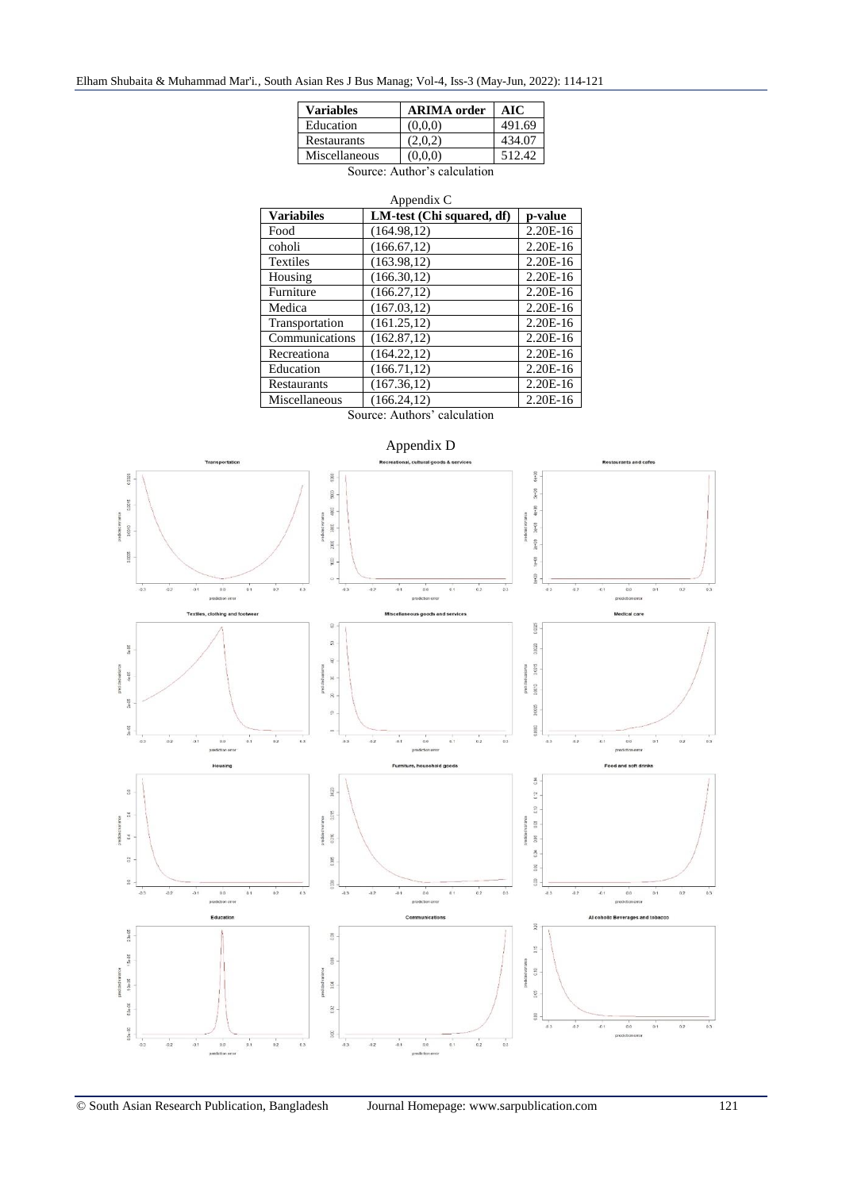| Variables | ARIMA order | AIC |
|---|---|---|
| Education | (0,0,0) | 491.69 |
| Restaurants | (2,0,2) | 434.07 |
| Miscellaneous | (0,0,0) | 512.42 |

Source: Author's calculation

Appendix C

| Variabiles | LM-test (Chi squared, df) | p-value |
|---|---|---|
| Food | (164.98,12) | 2.20E-16 |
| coholi | (166.67,12) | 2.20E-16 |
| Textiles | (163.98,12) | 2.20E-16 |
| Housing | (166.30,12) | 2.20E-16 |
| Furniture | (166.27,12) | 2.20E-16 |
| Medica | (167.03,12) | 2.20E-16 |
| Transportation | (161.25,12) | 2.20E-16 |
| Communications | (162.87,12) | 2.20E-16 |
| Recreationa | (164.22,12) | 2.20E-16 |
| Education | (166.71,12) | 2.20E-16 |
| Restaurants | (167.36,12) | 2.20E-16 |
| Miscellaneous | (166.24,12) | 2.20E-16 |

Source: Authors' calculation

Appendix D

Transportation

Recreational, cultural goods & services

Restaurants and cafes

Textiles, clothing and footwear

Miscellaneous goods and services

Medical care

Housing

Furniture, household goods

Food and soft drinks

Education

Communications

Alcoholic Beverages and tobacco